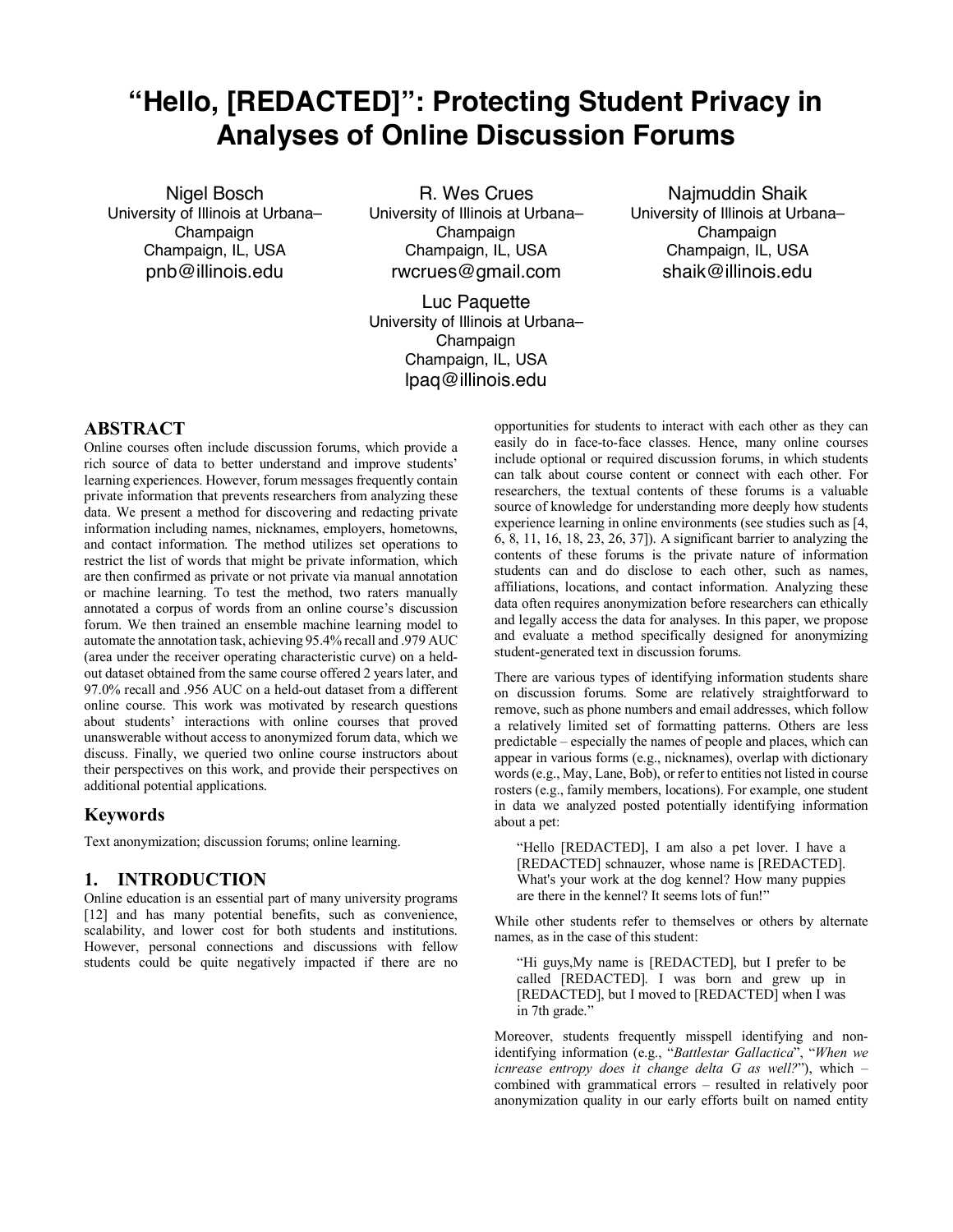# "Hello, [REDACTED]": Protecting Student Privacy in Analyses of Online Discussion Forums

Nigel Bosch
University of Illinois at Urbana–Champaign
Champaign, IL, USA
pnb@illinois.edu

R. Wes Crues
University of Illinois at Urbana–Champaign
Champaign, IL, USA
rwcrues@gmail.com

Najmuddin Shaik
University of Illinois at Urbana–Champaign
Champaign, IL, USA
shaik@illinois.edu

Luc Paquette
University of Illinois at Urbana–Champaign
Champaign, IL, USA
lpaq@illinois.edu

## ABSTRACT

Online courses often include discussion forums, which provide a rich source of data to better understand and improve students' learning experiences. However, forum messages frequently contain private information that prevents researchers from analyzing these data. We present a method for discovering and redacting private information including names, nicknames, employers, hometowns, and contact information. The method utilizes set operations to restrict the list of words that might be private information, which are then confirmed as private or not private via manual annotation or machine learning. To test the method, two raters manually annotated a corpus of words from an online course's discussion forum. We then trained an ensemble machine learning model to automate the annotation task, achieving 95.4% recall and .979 AUC (area under the receiver operating characteristic curve) on a held-out dataset obtained from the same course offered 2 years later, and 97.0% recall and .956 AUC on a held-out dataset from a different online course. This work was motivated by research questions about students' interactions with online courses that proved unanswerable without access to anonymized forum data, which we discuss. Finally, we queried two online course instructors about their perspectives on this work, and provide their perspectives on additional potential applications.

### Keywords

Text anonymization; discussion forums; online learning.

## 1. INTRODUCTION

Online education is an essential part of many university programs [12] and has many potential benefits, such as convenience, scalability, and lower cost for both students and institutions. However, personal connections and discussions with fellow students could be quite negatively impacted if there are no opportunities for students to interact with each other as they can easily do in face-to-face classes. Hence, many online courses include optional or required discussion forums, in which students can talk about course content or connect with each other. For researchers, the textual contents of these forums is a valuable source of knowledge for understanding more deeply how students experience learning in online environments (see studies such as [4, 6, 8, 11, 16, 18, 23, 26, 37]). A significant barrier to analyzing the contents of these forums is the private nature of information students can and do disclose to each other, such as names, affiliations, locations, and contact information. Analyzing these data often requires anonymization before researchers can ethically and legally access the data for analyses. In this paper, we propose and evaluate a method specifically designed for anonymizing student-generated text in discussion forums.

There are various types of identifying information students share on discussion forums. Some are relatively straightforward to remove, such as phone numbers and email addresses, which follow a relatively limited set of formatting patterns. Others are less predictable – especially the names of people and places, which can appear in various forms (e.g., nicknames), overlap with dictionary words (e.g., May, Lane, Bob), or refer to entities not listed in course rosters (e.g., family members, locations). For example, one student in data we analyzed posted potentially identifying information about a pet:

> "Hello [REDACTED], I am also a pet lover. I have a [REDACTED] schnauzer, whose name is [REDACTED]. What's your work at the dog kennel? How many puppies are there in the kennel? It seems lots of fun!"

While other students refer to themselves or others by alternate names, as in the case of this student:

> "Hi guys,My name is [REDACTED], but I prefer to be called [REDACTED]. I was born and grew up in [REDACTED], but I moved to [REDACTED] when I was in 7th grade."

Moreover, students frequently misspell identifying and non-identifying information (e.g., "*Battlestar Gallactica*", "*When we icnrease entropy does it change delta G as well?*"), which – combined with grammatical errors – resulted in relatively poor anonymization quality in our early efforts built on named entity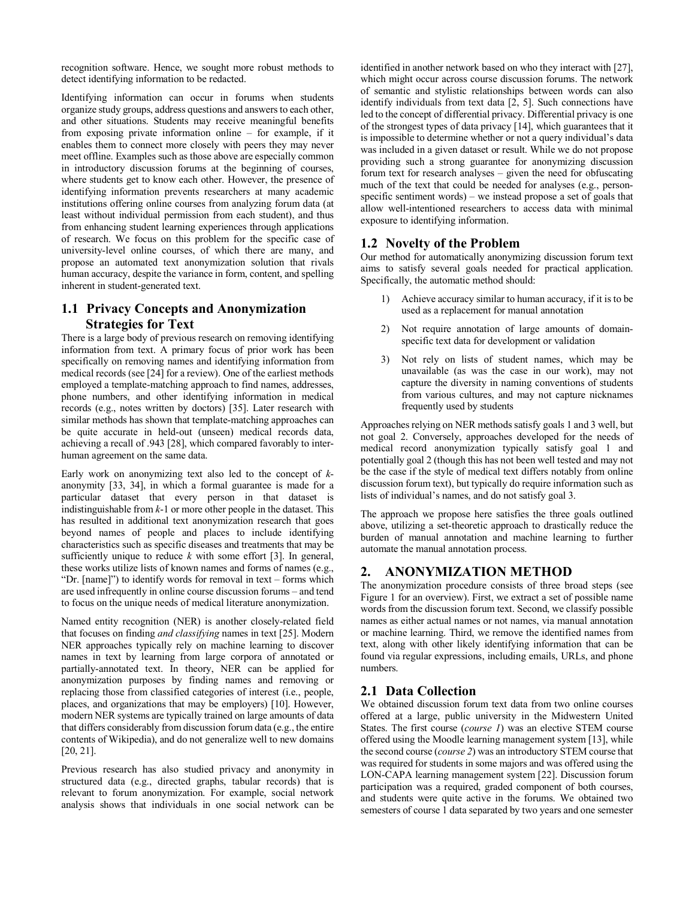recognition software. Hence, we sought more robust methods to detect identifying information to be redacted.

Identifying information can occur in forums when students organize study groups, address questions and answers to each other, and other situations. Students may receive meaningful benefits from exposing private information online – for example, if it enables them to connect more closely with peers they may never meet offline. Examples such as those above are especially common in introductory discussion forums at the beginning of courses, where students get to know each other. However, the presence of identifying information prevents researchers at many academic institutions offering online courses from analyzing forum data (at least without individual permission from each student), and thus from enhancing student learning experiences through applications of research. We focus on this problem for the specific case of university-level online courses, of which there are many, and propose an automated text anonymization solution that rivals human accuracy, despite the variance in form, content, and spelling inherent in student-generated text.

## 1.1 Privacy Concepts and Anonymization Strategies for Text

There is a large body of previous research on removing identifying information from text. A primary focus of prior work has been specifically on removing names and identifying information from medical records (see [24] for a review). One of the earliest methods employed a template-matching approach to find names, addresses, phone numbers, and other identifying information in medical records (e.g., notes written by doctors) [35]. Later research with similar methods has shown that template-matching approaches can be quite accurate in held-out (unseen) medical records data, achieving a recall of .943 [28], which compared favorably to inter-human agreement on the same data.

Early work on anonymizing text also led to the concept of *k*-anonymity [33, 34], in which a formal guarantee is made for a particular dataset that every person in that dataset is indistinguishable from *k*-1 or more other people in the dataset. This has resulted in additional text anonymization research that goes beyond names of people and places to include identifying characteristics such as specific diseases and treatments that may be sufficiently unique to reduce *k* with some effort [3]. In general, these works utilize lists of known names and forms of names (e.g., "Dr. [name]") to identify words for removal in text – forms which are used infrequently in online course discussion forums – and tend to focus on the unique needs of medical literature anonymization.

Named entity recognition (NER) is another closely-related field that focuses on finding *and classifying* names in text [25]. Modern NER approaches typically rely on machine learning to discover names in text by learning from large corpora of annotated or partially-annotated text. In theory, NER can be applied for anonymization purposes by finding names and removing or replacing those from classified categories of interest (i.e., people, places, and organizations that may be employers) [10]. However, modern NER systems are typically trained on large amounts of data that differs considerably from discussion forum data (e.g., the entire contents of Wikipedia), and do not generalize well to new domains [20, 21].

Previous research has also studied privacy and anonymity in structured data (e.g., directed graphs, tabular records) that is relevant to forum anonymization. For example, social network analysis shows that individuals in one social network can be identified in another network based on who they interact with [27], which might occur across course discussion forums. The network of semantic and stylistic relationships between words can also identify individuals from text data [2, 5]. Such connections have led to the concept of differential privacy. Differential privacy is one of the strongest types of data privacy [14], which guarantees that it is impossible to determine whether or not a query individual's data was included in a given dataset or result. While we do not propose providing such a strong guarantee for anonymizing discussion forum text for research analyses – given the need for obfuscating much of the text that could be needed for analyses (e.g., person-specific sentiment words) – we instead propose a set of goals that allow well-intentioned researchers to access data with minimal exposure to identifying information.

## 1.2 Novelty of the Problem

Our method for automatically anonymizing discussion forum text aims to satisfy several goals needed for practical application. Specifically, the automatic method should:

1) Achieve accuracy similar to human accuracy, if it is to be used as a replacement for manual annotation
2) Not require annotation of large amounts of domain-specific text data for development or validation
3) Not rely on lists of student names, which may be unavailable (as was the case in our work), may not capture the diversity in naming conventions of students from various cultures, and may not capture nicknames frequently used by students

Approaches relying on NER methods satisfy goals 1 and 3 well, but not goal 2. Conversely, approaches developed for the needs of medical record anonymization typically satisfy goal 1 and potentially goal 2 (though this has not been well tested and may not be the case if the style of medical text differs notably from online discussion forum text), but typically do require information such as lists of individual's names, and do not satisfy goal 3.

The approach we propose here satisfies the three goals outlined above, utilizing a set-theoretic approach to drastically reduce the burden of manual annotation and machine learning to further automate the manual annotation process.

# 2. ANONYMIZATION METHOD

The anonymization procedure consists of three broad steps (see Figure 1 for an overview). First, we extract a set of possible name words from the discussion forum text. Second, we classify possible names as either actual names or not names, via manual annotation or machine learning. Third, we remove the identified names from text, along with other likely identifying information that can be found via regular expressions, including emails, URLs, and phone numbers.

## 2.1 Data Collection

We obtained discussion forum text data from two online courses offered at a large, public university in the Midwestern United States. The first course (*course 1*) was an elective STEM course offered using the Moodle learning management system [13], while the second course (*course 2*) was an introductory STEM course that was required for students in some majors and was offered using the LON-CAPA learning management system [22]. Discussion forum participation was a required, graded component of both courses, and students were quite active in the forums. We obtained two semesters of course 1 data separated by two years and one semester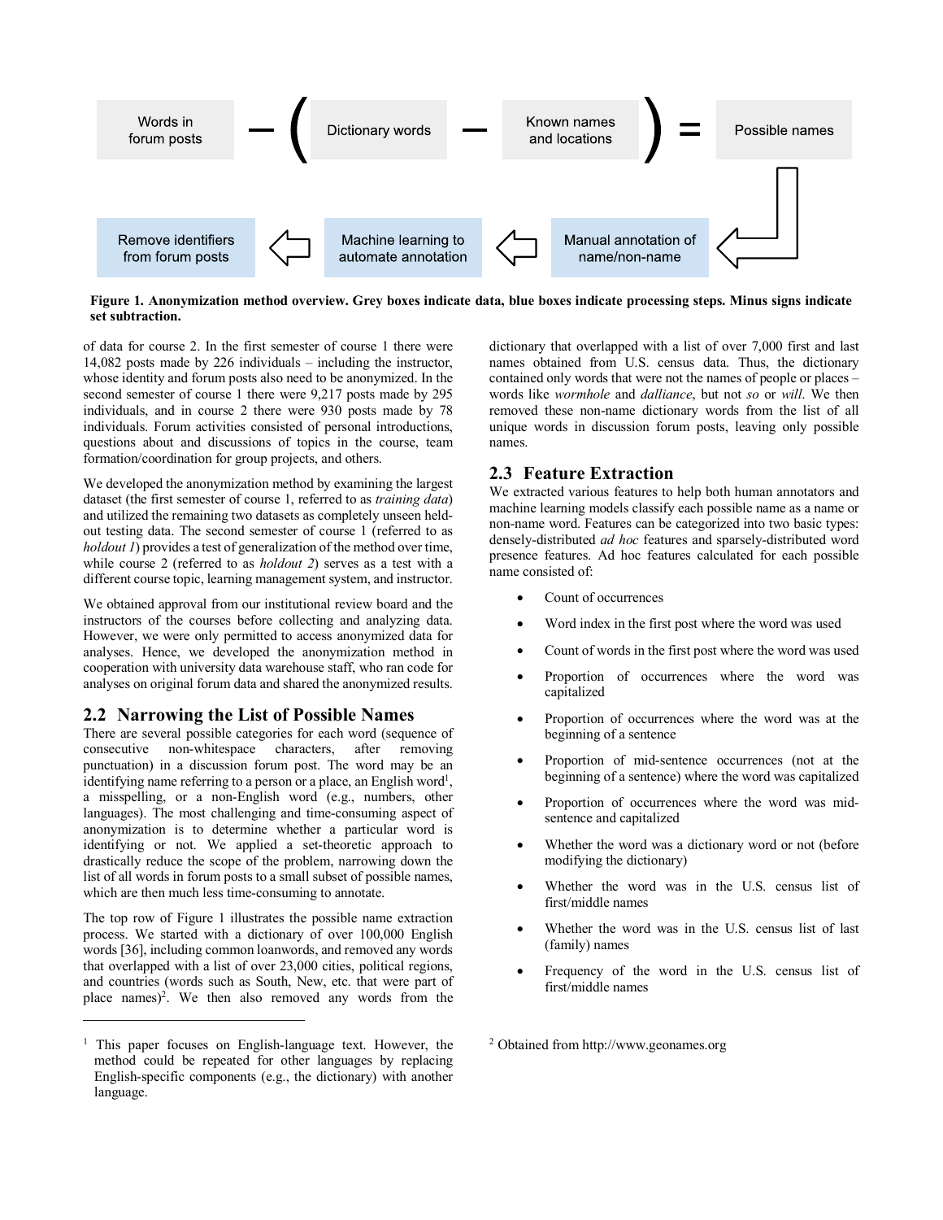Words in forum posts − ( Dictionary words − Known names and locations ) = Possible names

Remove identifiers from forum posts ⇦ Machine learning to automate annotation ⇦ Manual annotation of name/non-name ⇦

**Figure 1. Anonymization method overview. Grey boxes indicate data, blue boxes indicate processing steps. Minus signs indicate set subtraction.**

of data for course 2. In the first semester of course 1 there were 14,082 posts made by 226 individuals – including the instructor, whose identity and forum posts also need to be anonymized. In the second semester of course 1 there were 9,217 posts made by 295 individuals, and in course 2 there were 930 posts made by 78 individuals. Forum activities consisted of personal introductions, questions about and discussions of topics in the course, team formation/coordination for group projects, and others.

We developed the anonymization method by examining the largest dataset (the first semester of course 1, referred to as *training data*) and utilized the remaining two datasets as completely unseen held-out testing data. The second semester of course 1 (referred to as *holdout 1*) provides a test of generalization of the method over time, while course 2 (referred to as *holdout 2*) serves as a test with a different course topic, learning management system, and instructor.

We obtained approval from our institutional review board and the instructors of the courses before collecting and analyzing data. However, we were only permitted to access anonymized data for analyses. Hence, we developed the anonymization method in cooperation with university data warehouse staff, who ran code for analyses on original forum data and shared the anonymized results.

## 2.2 Narrowing the List of Possible Names

There are several possible categories for each word (sequence of consecutive non-whitespace characters, after removing punctuation) in a discussion forum post. The word may be an identifying name referring to a person or a place, an English word[1], a misspelling, or a non-English word (e.g., numbers, other languages). The most challenging and time-consuming aspect of anonymization is to determine whether a particular word is identifying or not. We applied a set-theoretic approach to drastically reduce the scope of the problem, narrowing down the list of all words in forum posts to a small subset of possible names, which are then much less time-consuming to annotate.

The top row of Figure 1 illustrates the possible name extraction process. We started with a dictionary of over 100,000 English words [36], including common loanwords, and removed any words that overlapped with a list of over 23,000 cities, political regions, and countries (words such as South, New, etc. that were part of place names)[2]. We then also removed any words from the dictionary that overlapped with a list of over 7,000 first and last names obtained from U.S. census data. Thus, the dictionary contained only words that were not the names of people or places – words like *wormhole* and *dalliance*, but not *so* or *will*. We then removed these non-name dictionary words from the list of all unique words in discussion forum posts, leaving only possible names.

## 2.3 Feature Extraction

We extracted various features to help both human annotators and machine learning models classify each possible name as a name or non-name word. Features can be categorized into two basic types: densely-distributed *ad hoc* features and sparsely-distributed word presence features. Ad hoc features calculated for each possible name consisted of:

- Count of occurrences
- Word index in the first post where the word was used
- Count of words in the first post where the word was used
- Proportion of occurrences where the word was capitalized
- Proportion of occurrences where the word was at the beginning of a sentence
- Proportion of mid-sentence occurrences (not at the beginning of a sentence) where the word was capitalized
- Proportion of occurrences where the word was mid-sentence and capitalized
- Whether the word was a dictionary word or not (before modifying the dictionary)
- Whether the word was in the U.S. census list of first/middle names
- Whether the word was in the U.S. census list of last (family) names
- Frequency of the word in the U.S. census list of first/middle names

[1] This paper focuses on English-language text. However, the method could be repeated for other languages by replacing English-specific components (e.g., the dictionary) with another language.

[2] Obtained from http://www.geonames.org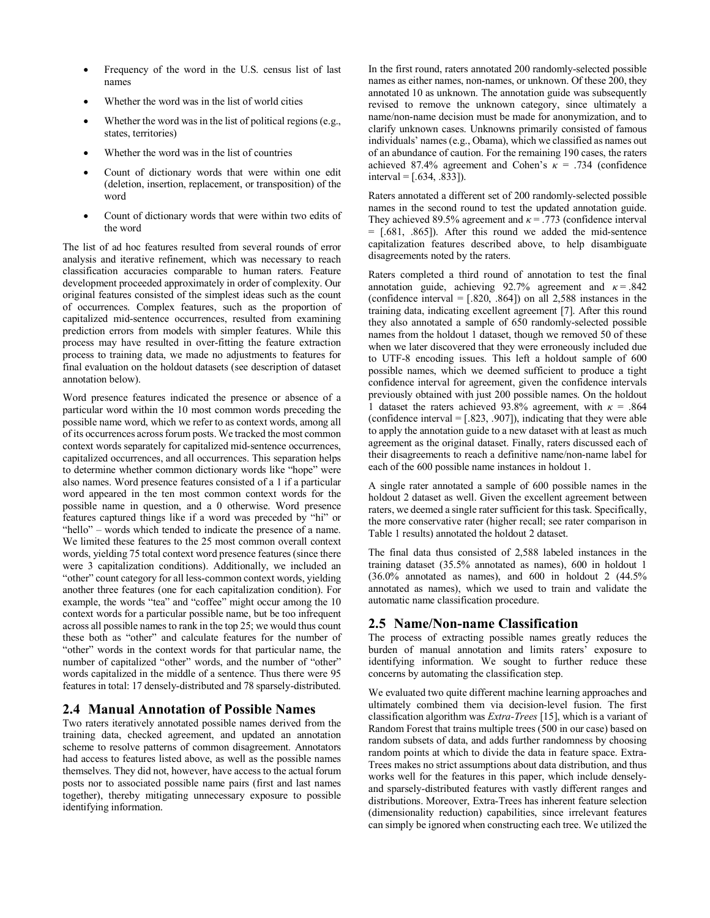- Frequency of the word in the U.S. census list of last names
- Whether the word was in the list of world cities
- Whether the word was in the list of political regions (e.g., states, territories)
- Whether the word was in the list of countries
- Count of dictionary words that were within one edit (deletion, insertion, replacement, or transposition) of the word
- Count of dictionary words that were within two edits of the word

The list of ad hoc features resulted from several rounds of error analysis and iterative refinement, which was necessary to reach classification accuracies comparable to human raters. Feature development proceeded approximately in order of complexity. Our original features consisted of the simplest ideas such as the count of occurrences. Complex features, such as the proportion of capitalized mid-sentence occurrences, resulted from examining prediction errors from models with simpler features. While this process may have resulted in over-fitting the feature extraction process to training data, we made no adjustments to features for final evaluation on the holdout datasets (see description of dataset annotation below).

Word presence features indicated the presence or absence of a particular word within the 10 most common words preceding the possible name word, which we refer to as context words, among all of its occurrences across forum posts. We tracked the most common context words separately for capitalized mid-sentence occurrences, capitalized occurrences, and all occurrences. This separation helps to determine whether common dictionary words like "hope" were also names. Word presence features consisted of a 1 if a particular word appeared in the ten most common context words for the possible name in question, and a 0 otherwise. Word presence features captured things like if a word was preceded by "hi" or "hello" – words which tended to indicate the presence of a name. We limited these features to the 25 most common overall context words, yielding 75 total context word presence features (since there were 3 capitalization conditions). Additionally, we included an "other" count category for all less-common context words, yielding another three features (one for each capitalization condition). For example, the words "tea" and "coffee" might occur among the 10 context words for a particular possible name, but be too infrequent across all possible names to rank in the top 25; we would thus count these both as "other" and calculate features for the number of "other" words in the context words for that particular name, the number of capitalized "other" words, and the number of "other" words capitalized in the middle of a sentence. Thus there were 95 features in total: 17 densely-distributed and 78 sparsely-distributed.

## 2.4 Manual Annotation of Possible Names

Two raters iteratively annotated possible names derived from the training data, checked agreement, and updated an annotation scheme to resolve patterns of common disagreement. Annotators had access to features listed above, as well as the possible names themselves. They did not, however, have access to the actual forum posts nor to associated possible name pairs (first and last names together), thereby mitigating unnecessary exposure to possible identifying information.

In the first round, raters annotated 200 randomly-selected possible names as either names, non-names, or unknown. Of these 200, they annotated 10 as unknown. The annotation guide was subsequently revised to remove the unknown category, since ultimately a name/non-name decision must be made for anonymization, and to clarify unknown cases. Unknowns primarily consisted of famous individuals' names (e.g., Obama), which we classified as names out of an abundance of caution. For the remaining 190 cases, the raters achieved 87.4% agreement and Cohen's $\kappa$ = .734 (confidence interval = [.634, .833]).

Raters annotated a different set of 200 randomly-selected possible names in the second round to test the updated annotation guide. They achieved 89.5% agreement and $\kappa$ = .773 (confidence interval = [.681, .865]). After this round we added the mid-sentence capitalization features described above, to help disambiguate disagreements noted by the raters.

Raters completed a third round of annotation to test the final annotation guide, achieving 92.7% agreement and $\kappa$ = .842 (confidence interval = [.820, .864]) on all 2,588 instances in the training data, indicating excellent agreement [7]. After this round they also annotated a sample of 650 randomly-selected possible names from the holdout 1 dataset, though we removed 50 of these when we later discovered that they were erroneously included due to UTF-8 encoding issues. This left a holdout sample of 600 possible names, which we deemed sufficient to produce a tight confidence interval for agreement, given the confidence intervals previously obtained with just 200 possible names. On the holdout 1 dataset the raters achieved 93.8% agreement, with $\kappa$ = .864 (confidence interval = [.823, .907]), indicating that they were able to apply the annotation guide to a new dataset with at least as much agreement as the original dataset. Finally, raters discussed each of their disagreements to reach a definitive name/non-name label for each of the 600 possible name instances in holdout 1.

A single rater annotated a sample of 600 possible names in the holdout 2 dataset as well. Given the excellent agreement between raters, we deemed a single rater sufficient for this task. Specifically, the more conservative rater (higher recall; see rater comparison in Table 1 results) annotated the holdout 2 dataset.

The final data thus consisted of 2,588 labeled instances in the training dataset (35.5% annotated as names), 600 in holdout 1 (36.0% annotated as names), and 600 in holdout 2 (44.5% annotated as names), which we used to train and validate the automatic name classification procedure.

## 2.5 Name/Non-name Classification

The process of extracting possible names greatly reduces the burden of manual annotation and limits raters' exposure to identifying information. We sought to further reduce these concerns by automating the classification step.

We evaluated two quite different machine learning approaches and ultimately combined them via decision-level fusion. The first classification algorithm was *Extra-Trees* [15], which is a variant of Random Forest that trains multiple trees (500 in our case) based on random subsets of data, and adds further randomness by choosing random points at which to divide the data in feature space. Extra-Trees makes no strict assumptions about data distribution, and thus works well for the features in this paper, which include densely- and sparsely-distributed features with vastly different ranges and distributions. Moreover, Extra-Trees has inherent feature selection (dimensionality reduction) capabilities, since irrelevant features can simply be ignored when constructing each tree. We utilized the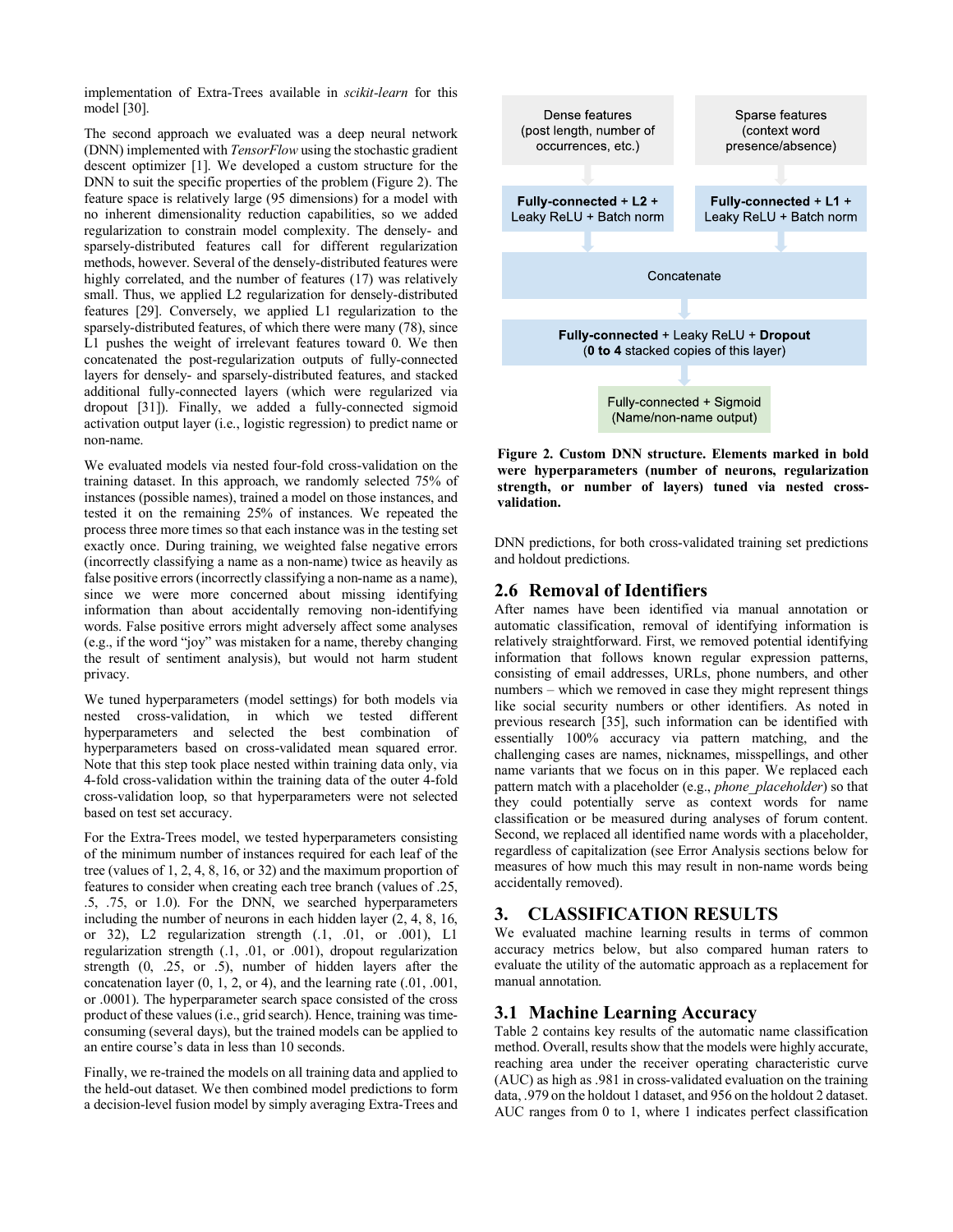implementation of Extra-Trees available in *scikit-learn* for this model [30].

The second approach we evaluated was a deep neural network (DNN) implemented with *TensorFlow* using the stochastic gradient descent optimizer [1]. We developed a custom structure for the DNN to suit the specific properties of the problem (Figure 2). The feature space is relatively large (95 dimensions) for a model with no inherent dimensionality reduction capabilities, so we added regularization to constrain model complexity. The densely- and sparsely-distributed features call for different regularization methods, however. Several of the densely-distributed features were highly correlated, and the number of features (17) was relatively small. Thus, we applied L2 regularization for densely-distributed features [29]. Conversely, we applied L1 regularization to the sparsely-distributed features, of which there were many (78), since L1 pushes the weight of irrelevant features toward 0. We then concatenated the post-regularization outputs of fully-connected layers for densely- and sparsely-distributed features, and stacked additional fully-connected layers (which were regularized via dropout [31]). Finally, we added a fully-connected sigmoid activation output layer (i.e., logistic regression) to predict name or non-name.

We evaluated models via nested four-fold cross-validation on the training dataset. In this approach, we randomly selected 75% of instances (possible names), trained a model on those instances, and tested it on the remaining 25% of instances. We repeated the process three more times so that each instance was in the testing set exactly once. During training, we weighted false negative errors (incorrectly classifying a name as a non-name) twice as heavily as false positive errors (incorrectly classifying a non-name as a name), since we were more concerned about missing identifying information than about accidentally removing non-identifying words. False positive errors might adversely affect some analyses (e.g., if the word "joy" was mistaken for a name, thereby changing the result of sentiment analysis), but would not harm student privacy.

We tuned hyperparameters (model settings) for both models via nested cross-validation, in which we tested different hyperparameters and selected the best combination of hyperparameters based on cross-validated mean squared error. Note that this step took place nested within training data only, via 4-fold cross-validation within the training data of the outer 4-fold cross-validation loop, so that hyperparameters were not selected based on test set accuracy.

For the Extra-Trees model, we tested hyperparameters consisting of the minimum number of instances required for each leaf of the tree (values of 1, 2, 4, 8, 16, or 32) and the maximum proportion of features to consider when creating each tree branch (values of .25, .5, .75, or 1.0). For the DNN, we searched hyperparameters including the number of neurons in each hidden layer (2, 4, 8, 16, or 32), L2 regularization strength (.1, .01, or .001), L1 regularization strength (.1, .01, or .001), dropout regularization strength (0, .25, or .5), number of hidden layers after the concatenation layer (0, 1, 2, or 4), and the learning rate (.01, .001, or .0001). The hyperparameter search space consisted of the cross product of these values (i.e., grid search). Hence, training was time-consuming (several days), but the trained models can be applied to an entire course's data in less than 10 seconds.

Finally, we re-trained the models on all training data and applied to the held-out dataset. We then combined model predictions to form a decision-level fusion model by simply averaging Extra-Trees and DNN predictions, for both cross-validated training set predictions and holdout predictions.

| Dense features (post length, number of occurrences, etc.) | Sparse features (context word presence/absence) |
|---|---|
| **Fully-connected** + **L2** + Leaky ReLU + Batch norm | **Fully-connected** + **L1** + Leaky ReLU + Batch norm |
| Concatenate | |
| **Fully-connected** + Leaky ReLU + **Dropout** (**0 to 4** stacked copies of this layer) | |
| Fully-connected + Sigmoid (Name/non-name output) | |

**Figure 2. Custom DNN structure. Elements marked in bold were hyperparameters (number of neurons, regularization strength, or number of layers) tuned via nested cross-validation.**

## 2.6 Removal of Identifiers

After names have been identified via manual annotation or automatic classification, removal of identifying information is relatively straightforward. First, we removed potential identifying information that follows known regular expression patterns, consisting of email addresses, URLs, phone numbers, and other numbers – which we removed in case they might represent things like social security numbers or other identifiers. As noted in previous research [35], such information can be identified with essentially 100% accuracy via pattern matching, and the challenging cases are names, nicknames, misspellings, and other name variants that we focus on in this paper. We replaced each pattern match with a placeholder (e.g., *phone_placeholder*) so that they could potentially serve as context words for name classification or be measured during analyses of forum content. Second, we replaced all identified name words with a placeholder, regardless of capitalization (see Error Analysis sections below for measures of how much this may result in non-name words being accidentally removed).

# 3. CLASSIFICATION RESULTS

We evaluated machine learning results in terms of common accuracy metrics below, but also compared human raters to evaluate the utility of the automatic approach as a replacement for manual annotation.

## 3.1 Machine Learning Accuracy

Table 2 contains key results of the automatic name classification method. Overall, results show that the models were highly accurate, reaching area under the receiver operating characteristic curve (AUC) as high as .981 in cross-validated evaluation on the training data, .979 on the holdout 1 dataset, and 956 on the holdout 2 dataset. AUC ranges from 0 to 1, where 1 indicates perfect classification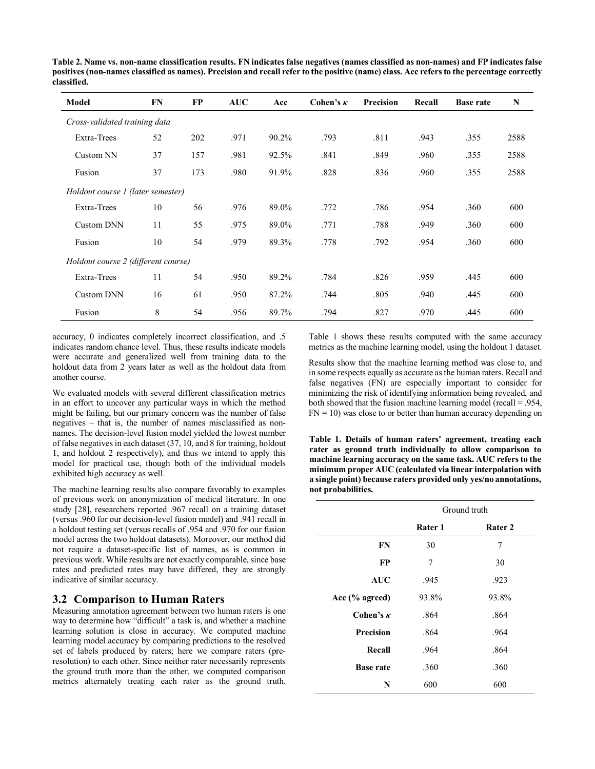**Table 2. Name vs. non-name classification results. FN indicates false negatives (names classified as non-names) and FP indicates false positives (non-names classified as names). Precision and recall refer to the positive (name) class. Acc refers to the percentage correctly classified.**

| Model | FN | FP | AUC | Acc | Cohen's $\kappa$ | Precision | Recall | Base rate | N |
|---|---|---|---|---|---|---|---|---|---|
| *Cross-validated training data* | | | | | | | | | |
| Extra-Trees | 52 | 202 | .971 | 90.2% | .793 | .811 | .943 | .355 | 2588 |
| Custom NN | 37 | 157 | .981 | 92.5% | .841 | .849 | .960 | .355 | 2588 |
| Fusion | 37 | 173 | .980 | 91.9% | .828 | .836 | .960 | .355 | 2588 |
| *Holdout course 1 (later semester)* | | | | | | | | | |
| Extra-Trees | 10 | 56 | .976 | 89.0% | .772 | .786 | .954 | .360 | 600 |
| Custom DNN | 11 | 55 | .975 | 89.0% | .771 | .788 | .949 | .360 | 600 |
| Fusion | 10 | 54 | .979 | 89.3% | .778 | .792 | .954 | .360 | 600 |
| *Holdout course 2 (different course)* | | | | | | | | | |
| Extra-Trees | 11 | 54 | .950 | 89.2% | .784 | .826 | .959 | .445 | 600 |
| Custom DNN | 16 | 61 | .950 | 87.2% | .744 | .805 | .940 | .445 | 600 |
| Fusion | 8 | 54 | .956 | 89.7% | .794 | .827 | .970 | .445 | 600 |

accuracy, 0 indicates completely incorrect classification, and .5 indicates random chance level. Thus, these results indicate models were accurate and generalized well from training data to the holdout data from 2 years later as well as the holdout data from another course.

We evaluated models with several different classification metrics in an effort to uncover any particular ways in which the method might be failing, but our primary concern was the number of false negatives – that is, the number of names misclassified as non-names. The decision-level fusion model yielded the lowest number of false negatives in each dataset (37, 10, and 8 for training, holdout 1, and holdout 2 respectively), and thus we intend to apply this model for practical use, though both of the individual models exhibited high accuracy as well.

The machine learning results also compare favorably to examples of previous work on anonymization of medical literature. In one study [28], researchers reported .967 recall on a training dataset (versus .960 for our decision-level fusion model) and .941 recall in a holdout testing set (versus recalls of .954 and .970 for our fusion model across the two holdout datasets). Moreover, our method did not require a dataset-specific list of names, as is common in previous work. While results are not exactly comparable, since base rates and predicted rates may have differed, they are strongly indicative of similar accuracy.

## 3.2 Comparison to Human Raters

Measuring annotation agreement between two human raters is one way to determine how "difficult" a task is, and whether a machine learning solution is close in accuracy. We computed machine learning model accuracy by comparing predictions to the resolved set of labels produced by raters; here we compare raters (pre-resolution) to each other. Since neither rater necessarily represents the ground truth more than the other, we computed comparison metrics alternately treating each rater as the ground truth. Table 1 shows these results computed with the same accuracy metrics as the machine learning model, using the holdout 1 dataset.

Results show that the machine learning method was close to, and in some respects equally as accurate as the human raters. Recall and false negatives (FN) are especially important to consider for minimizing the risk of identifying information being revealed, and both showed that the fusion machine learning model (recall = .954, FN = 10) was close to or better than human accuracy depending on

**Table 1. Details of human raters' agreement, treating each rater as ground truth individually to allow comparison to machine learning accuracy on the same task. AUC refers to the minimum proper AUC (calculated via linear interpolation with a single point) because raters provided only yes/no annotations, not probabilities.**

| | Ground truth | |
|---|---|---|
| | **Rater 1** | **Rater 2** |
| **FN** | 30 | 7 |
| **FP** | 7 | 30 |
| **AUC** | .945 | .923 |
| **Acc (% agreed)** | 93.8% | 93.8% |
| **Cohen's $\kappa$** | .864 | .864 |
| **Precision** | .864 | .964 |
| **Recall** | .964 | .864 |
| **Base rate** | .360 | .360 |
| **N** | 600 | 600 |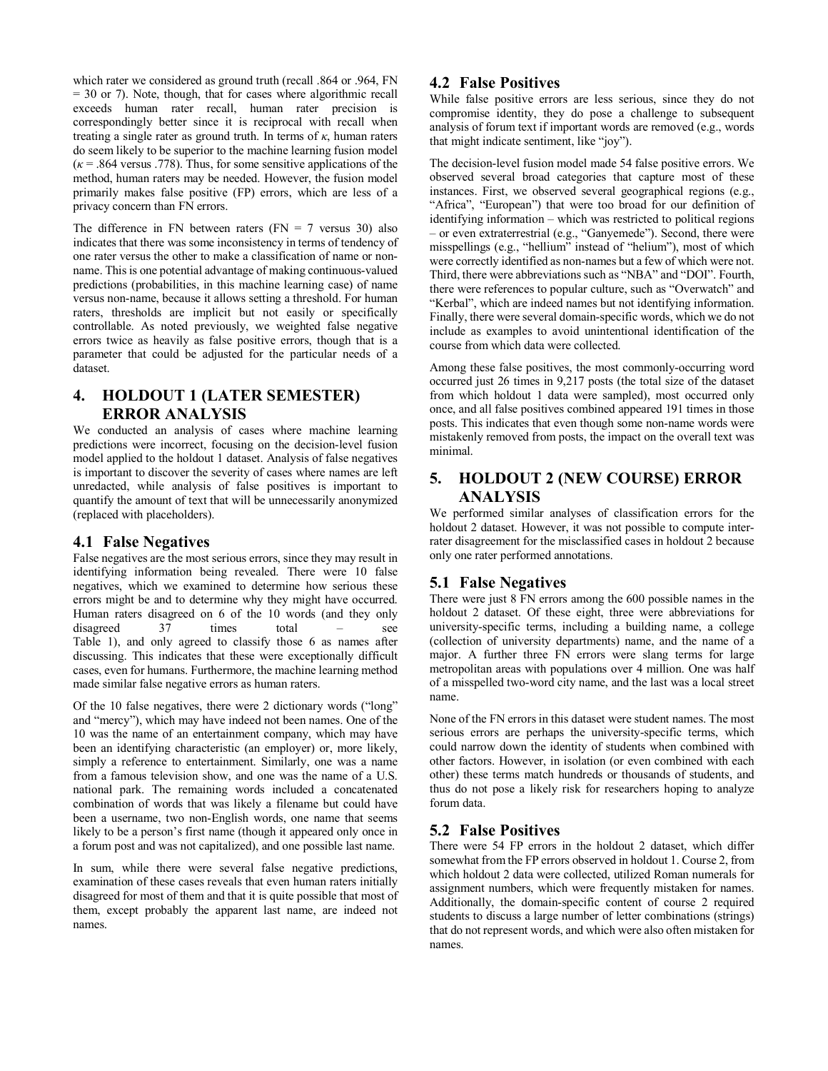which rater we considered as ground truth (recall .864 or .964, FN = 30 or 7). Note, though, that for cases where algorithmic recall exceeds human rater recall, human rater precision is correspondingly better since it is reciprocal with recall when treating a single rater as ground truth. In terms of $\kappa$, human raters do seem likely to be superior to the machine learning fusion model ($\kappa$ = .864 versus .778). Thus, for some sensitive applications of the method, human raters may be needed. However, the fusion model primarily makes false positive (FP) errors, which are less of a privacy concern than FN errors.

The difference in FN between raters (FN = 7 versus 30) also indicates that there was some inconsistency in terms of tendency of one rater versus the other to make a classification of name or non-name. This is one potential advantage of making continuous-valued predictions (probabilities, in this machine learning case) of name versus non-name, because it allows setting a threshold. For human raters, thresholds are implicit but not easily or specifically controllable. As noted previously, we weighted false negative errors twice as heavily as false positive errors, though that is a parameter that could be adjusted for the particular needs of a dataset.

# 4. HOLDOUT 1 (LATER SEMESTER) ERROR ANALYSIS

We conducted an analysis of cases where machine learning predictions were incorrect, focusing on the decision-level fusion model applied to the holdout 1 dataset. Analysis of false negatives is important to discover the severity of cases where names are left unredacted, while analysis of false positives is important to quantify the amount of text that will be unnecessarily anonymized (replaced with placeholders).

## 4.1 False Negatives

False negatives are the most serious errors, since they may result in identifying information being revealed. There were 10 false negatives, which we examined to determine how serious these errors might be and to determine why they might have occurred. Human raters disagreed on 6 of the 10 words (and they only disagreed 37 times total – see Table 1), and only agreed to classify those 6 as names after discussing. This indicates that these were exceptionally difficult cases, even for humans. Furthermore, the machine learning method made similar false negative errors as human raters.

Of the 10 false negatives, there were 2 dictionary words ("long" and "mercy"), which may have indeed not been names. One of the 10 was the name of an entertainment company, which may have been an identifying characteristic (an employer) or, more likely, simply a reference to entertainment. Similarly, one was a name from a famous television show, and one was the name of a U.S. national park. The remaining words included a concatenated combination of words that was likely a filename but could have been a username, two non-English words, one name that seems likely to be a person's first name (though it appeared only once in a forum post and was not capitalized), and one possible last name.

In sum, while there were several false negative predictions, examination of these cases reveals that even human raters initially disagreed for most of them and that it is quite possible that most of them, except probably the apparent last name, are indeed not names.

## 4.2 False Positives

While false positive errors are less serious, since they do not compromise identity, they do pose a challenge to subsequent analysis of forum text if important words are removed (e.g., words that might indicate sentiment, like "joy").

The decision-level fusion model made 54 false positive errors. We observed several broad categories that capture most of these instances. First, we observed several geographical regions (e.g., "Africa", "European") that were too broad for our definition of identifying information – which was restricted to political regions – or even extraterrestrial (e.g., "Ganyemede"). Second, there were misspellings (e.g., "hellium" instead of "helium"), most of which were correctly identified as non-names but a few of which were not. Third, there were abbreviations such as "NBA" and "DOI". Fourth, there were references to popular culture, such as "Overwatch" and "Kerbal", which are indeed names but not identifying information. Finally, there were several domain-specific words, which we do not include as examples to avoid unintentional identification of the course from which data were collected.

Among these false positives, the most commonly-occurring word occurred just 26 times in 9,217 posts (the total size of the dataset from which holdout 1 data were sampled), most occurred only once, and all false positives combined appeared 191 times in those posts. This indicates that even though some non-name words were mistakenly removed from posts, the impact on the overall text was minimal.

# 5. HOLDOUT 2 (NEW COURSE) ERROR ANALYSIS

We performed similar analyses of classification errors for the holdout 2 dataset. However, it was not possible to compute inter-rater disagreement for the misclassified cases in holdout 2 because only one rater performed annotations.

## 5.1 False Negatives

There were just 8 FN errors among the 600 possible names in the holdout 2 dataset. Of these eight, three were abbreviations for university-specific terms, including a building name, a college (collection of university departments) name, and the name of a major. A further three FN errors were slang terms for large metropolitan areas with populations over 4 million. One was half of a misspelled two-word city name, and the last was a local street name.

None of the FN errors in this dataset were student names. The most serious errors are perhaps the university-specific terms, which could narrow down the identity of students when combined with other factors. However, in isolation (or even combined with each other) these terms match hundreds or thousands of students, and thus do not pose a likely risk for researchers hoping to analyze forum data.

## 5.2 False Positives

There were 54 FP errors in the holdout 2 dataset, which differ somewhat from the FP errors observed in holdout 1. Course 2, from which holdout 2 data were collected, utilized Roman numerals for assignment numbers, which were frequently mistaken for names. Additionally, the domain-specific content of course 2 required students to discuss a large number of letter combinations (strings) that do not represent words, and which were also often mistaken for names.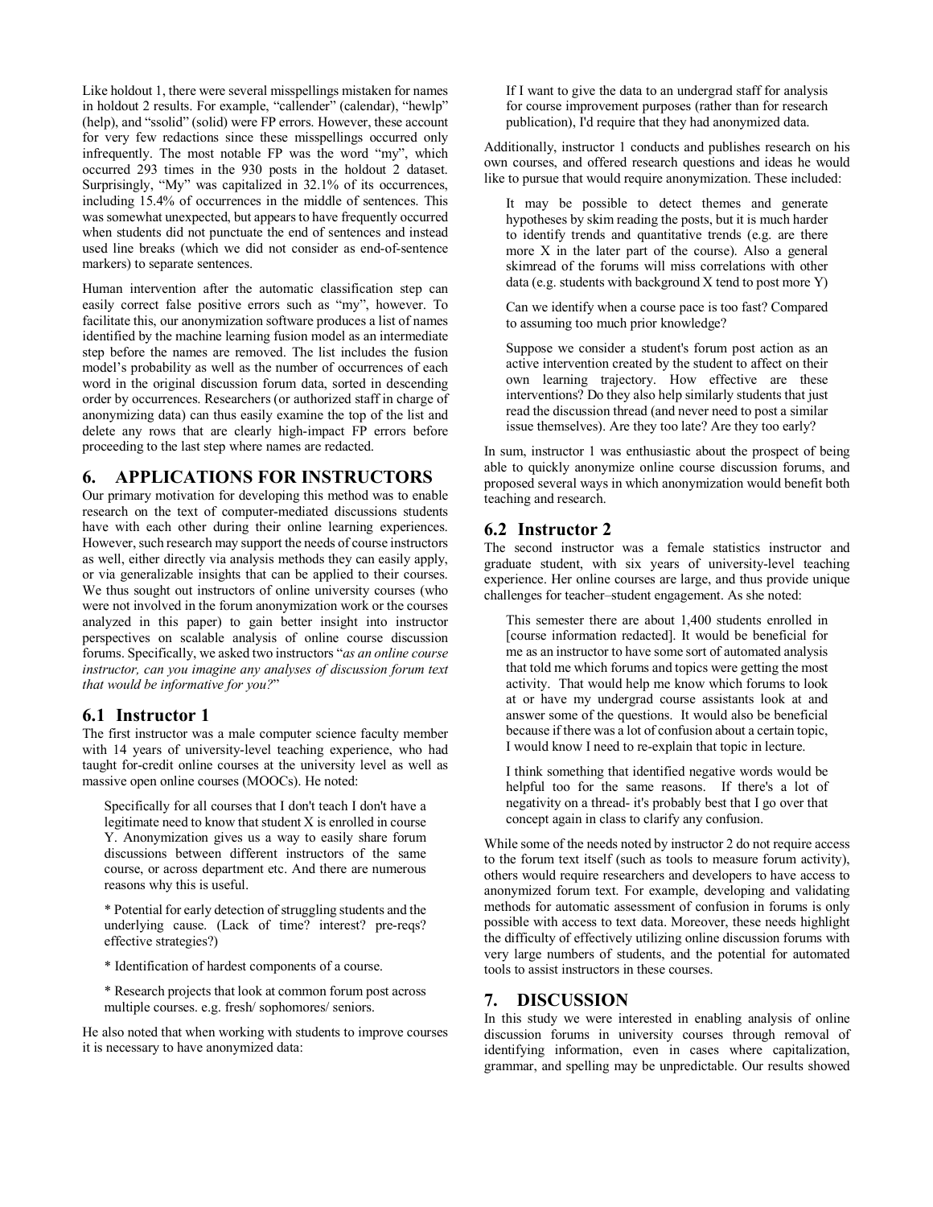Like holdout 1, there were several misspellings mistaken for names in holdout 2 results. For example, "callender" (calendar), "hewlp" (help), and "ssolid" (solid) were FP errors. However, these account for very few redactions since these misspellings occurred only infrequently. The most notable FP was the word "my", which occurred 293 times in the 930 posts in the holdout 2 dataset. Surprisingly, "My" was capitalized in 32.1% of its occurrences, including 15.4% of occurrences in the middle of sentences. This was somewhat unexpected, but appears to have frequently occurred when students did not punctuate the end of sentences and instead used line breaks (which we did not consider as end-of-sentence markers) to separate sentences.

Human intervention after the automatic classification step can easily correct false positive errors such as "my", however. To facilitate this, our anonymization software produces a list of names identified by the machine learning fusion model as an intermediate step before the names are removed. The list includes the fusion model's probability as well as the number of occurrences of each word in the original discussion forum data, sorted in descending order by occurrences. Researchers (or authorized staff in charge of anonymizing data) can thus easily examine the top of the list and delete any rows that are clearly high-impact FP errors before proceeding to the last step where names are redacted.

# 6. APPLICATIONS FOR INSTRUCTORS

Our primary motivation for developing this method was to enable research on the text of computer-mediated discussions students have with each other during their online learning experiences. However, such research may support the needs of course instructors as well, either directly via analysis methods they can easily apply, or via generalizable insights that can be applied to their courses. We thus sought out instructors of online university courses (who were not involved in the forum anonymization work or the courses analyzed in this paper) to gain better insight into instructor perspectives on scalable analysis of online course discussion forums. Specifically, we asked two instructors "*as an online course instructor, can you imagine any analyses of discussion forum text that would be informative for you?*"

## 6.1 Instructor 1

The first instructor was a male computer science faculty member with 14 years of university-level teaching experience, who had taught for-credit online courses at the university level as well as massive open online courses (MOOCs). He noted:

> Specifically for all courses that I don't teach I don't have a legitimate need to know that student X is enrolled in course Y. Anonymization gives us a way to easily share forum discussions between different instructors of the same course, or across department etc. And there are numerous reasons why this is useful.
>
> * Potential for early detection of struggling students and the underlying cause. (Lack of time? interest? pre-reqs? effective strategies?)
>
> * Identification of hardest components of a course.
>
> * Research projects that look at common forum post across multiple courses. e.g. fresh/ sophomores/ seniors.

He also noted that when working with students to improve courses it is necessary to have anonymized data:

> If I want to give the data to an undergrad staff for analysis for course improvement purposes (rather than for research publication), I'd require that they had anonymized data.

Additionally, instructor 1 conducts and publishes research on his own courses, and offered research questions and ideas he would like to pursue that would require anonymization. These included:

> It may be possible to detect themes and generate hypotheses by skim reading the posts, but it is much harder to identify trends and quantitative trends (e.g. are there more X in the later part of the course). Also a general skimread of the forums will miss correlations with other data (e.g. students with background X tend to post more Y)
>
> Can we identify when a course pace is too fast? Compared to assuming too much prior knowledge?
>
> Suppose we consider a student's forum post action as an active intervention created by the student to affect on their own learning trajectory. How effective are these interventions? Do they also help similarly students that just read the discussion thread (and never need to post a similar issue themselves). Are they too late? Are they too early?

In sum, instructor 1 was enthusiastic about the prospect of being able to quickly anonymize online course discussion forums, and proposed several ways in which anonymization would benefit both teaching and research.

## 6.2 Instructor 2

The second instructor was a female statistics instructor and graduate student, with six years of university-level teaching experience. Her online courses are large, and thus provide unique challenges for teacher–student engagement. As she noted:

> This semester there are about 1,400 students enrolled in [course information redacted]. It would be beneficial for me as an instructor to have some sort of automated analysis that told me which forums and topics were getting the most activity. That would help me know which forums to look at or have my undergrad course assistants look at and answer some of the questions. It would also be beneficial because if there was a lot of confusion about a certain topic, I would know I need to re-explain that topic in lecture.
>
> I think something that identified negative words would be helpful too for the same reasons. If there's a lot of negativity on a thread- it's probably best that I go over that concept again in class to clarify any confusion.

While some of the needs noted by instructor 2 do not require access to the forum text itself (such as tools to measure forum activity), others would require researchers and developers to have access to anonymized forum text. For example, developing and validating methods for automatic assessment of confusion in forums is only possible with access to text data. Moreover, these needs highlight the difficulty of effectively utilizing online discussion forums with very large numbers of students, and the potential for automated tools to assist instructors in these courses.

# 7. DISCUSSION

In this study we were interested in enabling analysis of online discussion forums in university courses through removal of identifying information, even in cases where capitalization, grammar, and spelling may be unpredictable. Our results showed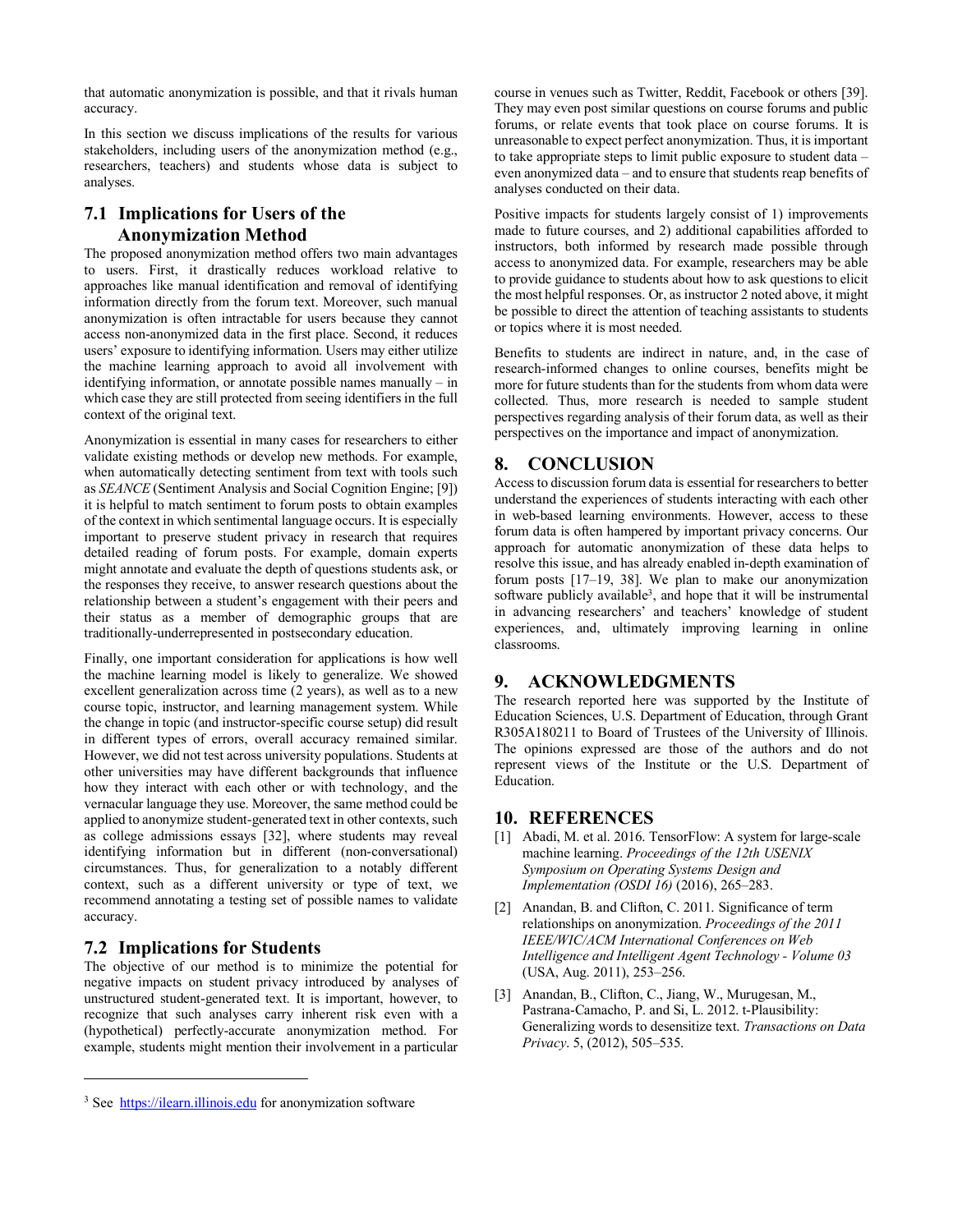that automatic anonymization is possible, and that it rivals human accuracy.

In this section we discuss implications of the results for various stakeholders, including users of the anonymization method (e.g., researchers, teachers) and students whose data is subject to analyses.

## 7.1 Implications for Users of the Anonymization Method

The proposed anonymization method offers two main advantages to users. First, it drastically reduces workload relative to approaches like manual identification and removal of identifying information directly from the forum text. Moreover, such manual anonymization is often intractable for users because they cannot access non-anonymized data in the first place. Second, it reduces users' exposure to identifying information. Users may either utilize the machine learning approach to avoid all involvement with identifying information, or annotate possible names manually – in which case they are still protected from seeing identifiers in the full context of the original text.

Anonymization is essential in many cases for researchers to either validate existing methods or develop new methods. For example, when automatically detecting sentiment from text with tools such as *SEANCE* (Sentiment Analysis and Social Cognition Engine; [9]) it is helpful to match sentiment to forum posts to obtain examples of the context in which sentimental language occurs. It is especially important to preserve student privacy in research that requires detailed reading of forum posts. For example, domain experts might annotate and evaluate the depth of questions students ask, or the responses they receive, to answer research questions about the relationship between a student's engagement with their peers and their status as a member of demographic groups that are traditionally-underrepresented in postsecondary education.

Finally, one important consideration for applications is how well the machine learning model is likely to generalize. We showed excellent generalization across time (2 years), as well as to a new course topic, instructor, and learning management system. While the change in topic (and instructor-specific course setup) did result in different types of errors, overall accuracy remained similar. However, we did not test across university populations. Students at other universities may have different backgrounds that influence how they interact with each other or with technology, and the vernacular language they use. Moreover, the same method could be applied to anonymize student-generated text in other contexts, such as college admissions essays [32], where students may reveal identifying information but in different (non-conversational) circumstances. Thus, for generalization to a notably different context, such as a different university or type of text, we recommend annotating a testing set of possible names to validate accuracy.

## 7.2 Implications for Students

The objective of our method is to minimize the potential for negative impacts on student privacy introduced by analyses of unstructured student-generated text. It is important, however, to recognize that such analyses carry inherent risk even with a (hypothetical) perfectly-accurate anonymization method. For example, students might mention their involvement in a particular course in venues such as Twitter, Reddit, Facebook or others [39]. They may even post similar questions on course forums and public forums, or relate events that took place on course forums. It is unreasonable to expect perfect anonymization. Thus, it is important to take appropriate steps to limit public exposure to student data – even anonymized data – and to ensure that students reap benefits of analyses conducted on their data.

Positive impacts for students largely consist of 1) improvements made to future courses, and 2) additional capabilities afforded to instructors, both informed by research made possible through access to anonymized data. For example, researchers may be able to provide guidance to students about how to ask questions to elicit the most helpful responses. Or, as instructor 2 noted above, it might be possible to direct the attention of teaching assistants to students or topics where it is most needed.

Benefits to students are indirect in nature, and, in the case of research-informed changes to online courses, benefits might be more for future students than for the students from whom data were collected. Thus, more research is needed to sample student perspectives regarding analysis of their forum data, as well as their perspectives on the importance and impact of anonymization.

# 8. CONCLUSION

Access to discussion forum data is essential for researchers to better understand the experiences of students interacting with each other in web-based learning environments. However, access to these forum data is often hampered by important privacy concerns. Our approach for automatic anonymization of these data helps to resolve this issue, and has already enabled in-depth examination of forum posts [17–19, 38]. We plan to make our anonymization software publicly available[3], and hope that it will be instrumental in advancing researchers' and teachers' knowledge of student experiences, and, ultimately improving learning in online classrooms.

# 9. ACKNOWLEDGMENTS

The research reported here was supported by the Institute of Education Sciences, U.S. Department of Education, through Grant R305A180211 to Board of Trustees of the University of Illinois. The opinions expressed are those of the authors and do not represent views of the Institute or the U.S. Department of Education.

# 10. REFERENCES

[1] Abadi, M. et al. 2016. TensorFlow: A system for large-scale machine learning. *Proceedings of the 12th USENIX Symposium on Operating Systems Design and Implementation (OSDI 16)* (2016), 265–283.

[2] Anandan, B. and Clifton, C. 2011. Significance of term relationships on anonymization. *Proceedings of the 2011 IEEE/WIC/ACM International Conferences on Web Intelligence and Intelligent Agent Technology - Volume 03* (USA, Aug. 2011), 253–256.

[3] Anandan, B., Clifton, C., Jiang, W., Murugesan, M., Pastrana-Camacho, P. and Si, L. 2012. t-Plausibility: Generalizing words to desensitize text. *Transactions on Data Privacy*. 5, (2012), 505–535.

---

[3] See https://ilearn.illinois.edu for anonymization software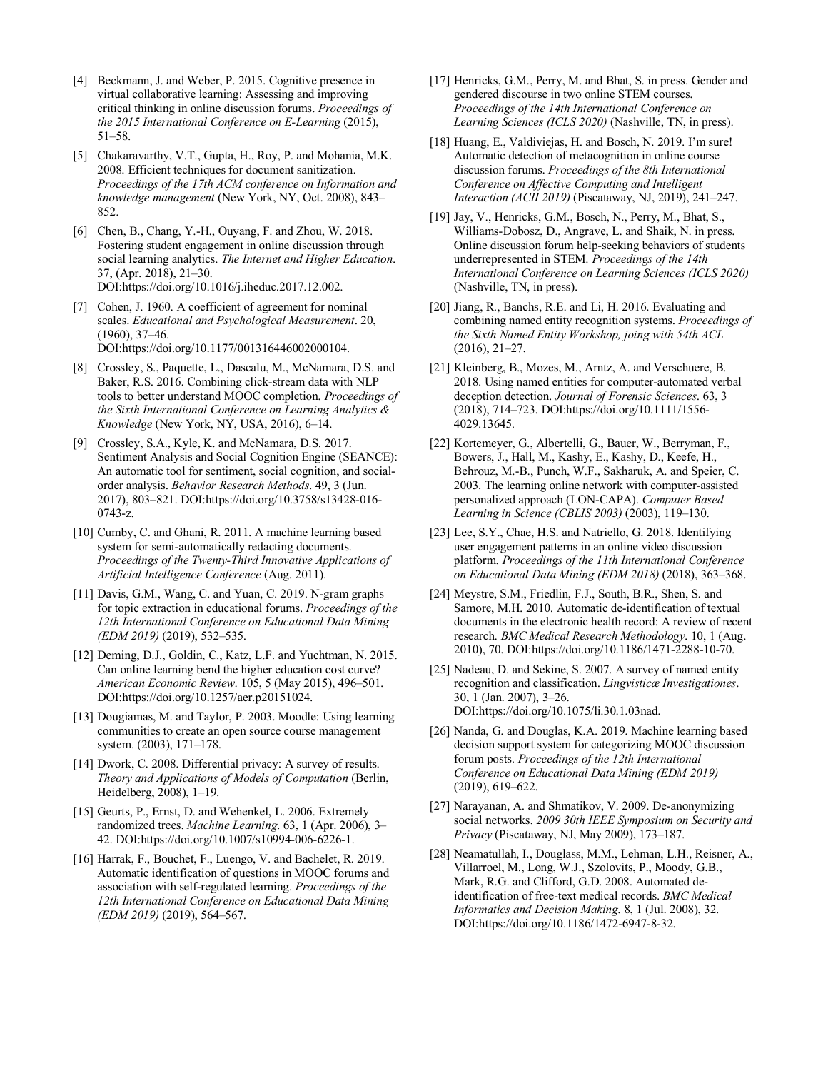[4] Beckmann, J. and Weber, P. 2015. Cognitive presence in virtual collaborative learning: Assessing and improving critical thinking in online discussion forums. *Proceedings of the 2015 International Conference on E-Learning* (2015), 51–58.

[5] Chakaravarthy, V.T., Gupta, H., Roy, P. and Mohania, M.K. 2008. Efficient techniques for document sanitization. *Proceedings of the 17th ACM conference on Information and knowledge management* (New York, NY, Oct. 2008), 843–852.

[6] Chen, B., Chang, Y.-H., Ouyang, F. and Zhou, W. 2018. Fostering student engagement in online discussion through social learning analytics. *The Internet and Higher Education*. 37, (Apr. 2018), 21–30. DOI:https://doi.org/10.1016/j.iheduc.2017.12.002.

[7] Cohen, J. 1960. A coefficient of agreement for nominal scales. *Educational and Psychological Measurement*. 20, (1960), 37–46. DOI:https://doi.org/10.1177/001316446002000104.

[8] Crossley, S., Paquette, L., Dascalu, M., McNamara, D.S. and Baker, R.S. 2016. Combining click-stream data with NLP tools to better understand MOOC completion. *Proceedings of the Sixth International Conference on Learning Analytics & Knowledge* (New York, NY, USA, 2016), 6–14.

[9] Crossley, S.A., Kyle, K. and McNamara, D.S. 2017. Sentiment Analysis and Social Cognition Engine (SEANCE): An automatic tool for sentiment, social cognition, and social-order analysis. *Behavior Research Methods*. 49, 3 (Jun. 2017), 803–821. DOI:https://doi.org/10.3758/s13428-016-0743-z.

[10] Cumby, C. and Ghani, R. 2011. A machine learning based system for semi-automatically redacting documents. *Proceedings of the Twenty-Third Innovative Applications of Artificial Intelligence Conference* (Aug. 2011).

[11] Davis, G.M., Wang, C. and Yuan, C. 2019. N-gram graphs for topic extraction in educational forums. *Proceedings of the 12th International Conference on Educational Data Mining (EDM 2019)* (2019), 532–535.

[12] Deming, D.J., Goldin, C., Katz, L.F. and Yuchtman, N. 2015. Can online learning bend the higher education cost curve? *American Economic Review*. 105, 5 (May 2015), 496–501. DOI:https://doi.org/10.1257/aer.p20151024.

[13] Dougiamas, M. and Taylor, P. 2003. Moodle: Using learning communities to create an open source course management system. (2003), 171–178.

[14] Dwork, C. 2008. Differential privacy: A survey of results. *Theory and Applications of Models of Computation* (Berlin, Heidelberg, 2008), 1–19.

[15] Geurts, P., Ernst, D. and Wehenkel, L. 2006. Extremely randomized trees. *Machine Learning*. 63, 1 (Apr. 2006), 3–42. DOI:https://doi.org/10.1007/s10994-006-6226-1.

[16] Harrak, F., Bouchet, F., Luengo, V. and Bachelet, R. 2019. Automatic identification of questions in MOOC forums and association with self-regulated learning. *Proceedings of the 12th International Conference on Educational Data Mining (EDM 2019)* (2019), 564–567.

[17] Henricks, G.M., Perry, M. and Bhat, S. in press. Gender and gendered discourse in two online STEM courses. *Proceedings of the 14th International Conference on Learning Sciences (ICLS 2020)* (Nashville, TN, in press).

[18] Huang, E., Valdiviejas, H. and Bosch, N. 2019. I'm sure! Automatic detection of metacognition in online course discussion forums. *Proceedings of the 8th International Conference on Affective Computing and Intelligent Interaction (ACII 2019)* (Piscataway, NJ, 2019), 241–247.

[19] Jay, V., Henricks, G.M., Bosch, N., Perry, M., Bhat, S., Williams-Dobosz, D., Angrave, L. and Shaik, N. in press. Online discussion forum help-seeking behaviors of students underrepresented in STEM. *Proceedings of the 14th International Conference on Learning Sciences (ICLS 2020)* (Nashville, TN, in press).

[20] Jiang, R., Banchs, R.E. and Li, H. 2016. Evaluating and combining named entity recognition systems. *Proceedings of the Sixth Named Entity Workshop, joing with 54th ACL* (2016), 21–27.

[21] Kleinberg, B., Mozes, M., Arntz, A. and Verschuere, B. 2018. Using named entities for computer-automated verbal deception detection. *Journal of Forensic Sciences*. 63, 3 (2018), 714–723. DOI:https://doi.org/10.1111/1556-4029.13645.

[22] Kortemeyer, G., Albertelli, G., Bauer, W., Berryman, F., Bowers, J., Hall, M., Kashy, E., Kashy, D., Keefe, H., Behrouz, M.-B., Punch, W.F., Sakharuk, A. and Speier, C. 2003. The learning online network with computer-assisted personalized approach (LON-CAPA). *Computer Based Learning in Science (CBLIS 2003)* (2003), 119–130.

[23] Lee, S.Y., Chae, H.S. and Natriello, G. 2018. Identifying user engagement patterns in an online video discussion platform. *Proceedings of the 11th International Conference on Educational Data Mining (EDM 2018)* (2018), 363–368.

[24] Meystre, S.M., Friedlin, F.J., South, B.R., Shen, S. and Samore, M.H. 2010. Automatic de-identification of textual documents in the electronic health record: A review of recent research. *BMC Medical Research Methodology*. 10, 1 (Aug. 2010), 70. DOI:https://doi.org/10.1186/1471-2288-10-70.

[25] Nadeau, D. and Sekine, S. 2007. A survey of named entity recognition and classification. *Lingvisticæ Investigationes*. 30, 1 (Jan. 2007), 3–26. DOI:https://doi.org/10.1075/li.30.1.03nad.

[26] Nanda, G. and Douglas, K.A. 2019. Machine learning based decision support system for categorizing MOOC discussion forum posts. *Proceedings of the 12th International Conference on Educational Data Mining (EDM 2019)* (2019), 619–622.

[27] Narayanan, A. and Shmatikov, V. 2009. De-anonymizing social networks. *2009 30th IEEE Symposium on Security and Privacy* (Piscataway, NJ, May 2009), 173–187.

[28] Neamatullah, I., Douglass, M.M., Lehman, L.H., Reisner, A., Villarroel, M., Long, W.J., Szolovits, P., Moody, G.B., Mark, R.G. and Clifford, G.D. 2008. Automated de-identification of free-text medical records. *BMC Medical Informatics and Decision Making*. 8, 1 (Jul. 2008), 32. DOI:https://doi.org/10.1186/1472-6947-8-32.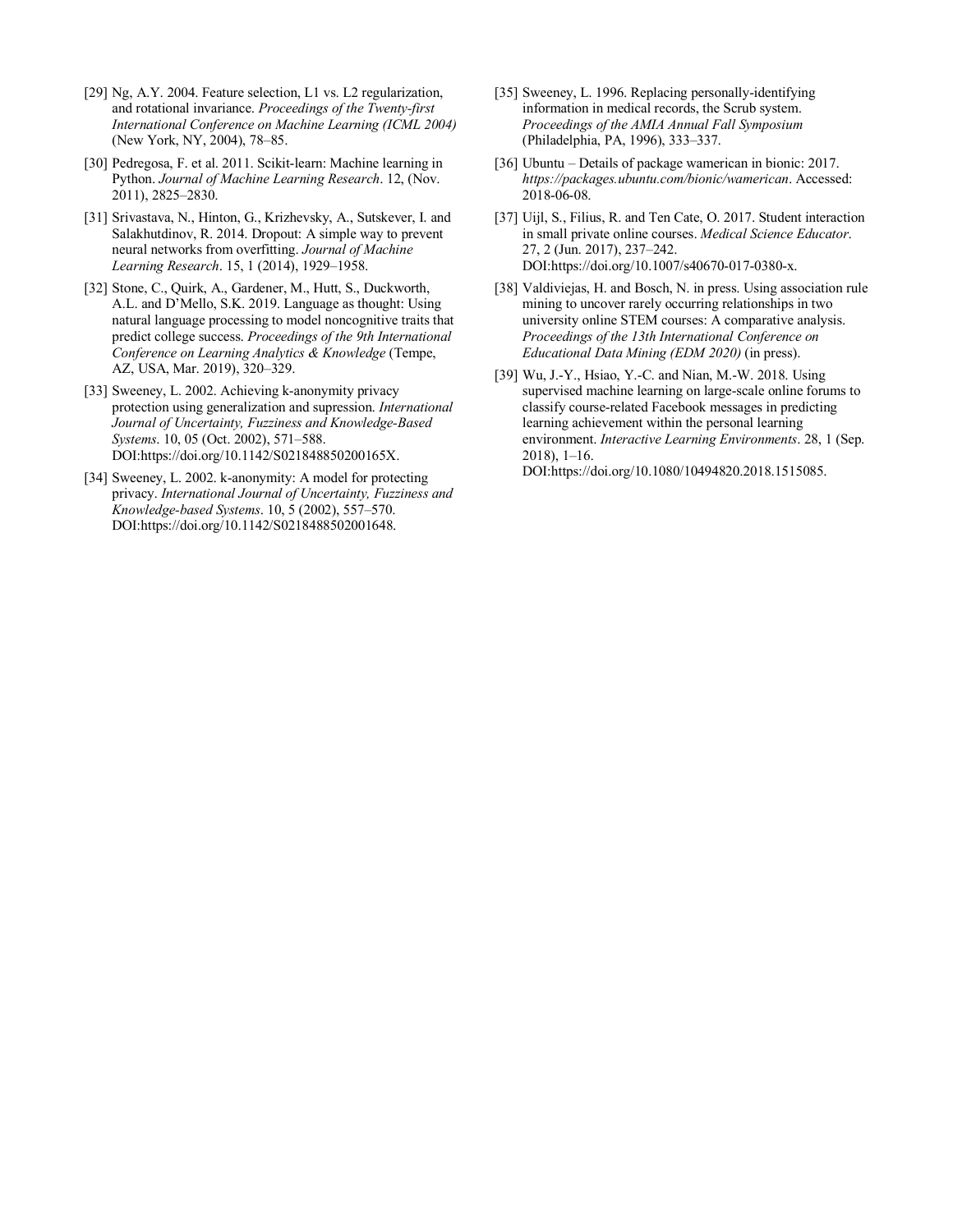[29] Ng, A.Y. 2004. Feature selection, L1 vs. L2 regularization, and rotational invariance. *Proceedings of the Twenty-first International Conference on Machine Learning (ICML 2004)* (New York, NY, 2004), 78–85.

[30] Pedregosa, F. et al. 2011. Scikit-learn: Machine learning in Python. *Journal of Machine Learning Research*. 12, (Nov. 2011), 2825–2830.

[31] Srivastava, N., Hinton, G., Krizhevsky, A., Sutskever, I. and Salakhutdinov, R. 2014. Dropout: A simple way to prevent neural networks from overfitting. *Journal of Machine Learning Research*. 15, 1 (2014), 1929–1958.

[32] Stone, C., Quirk, A., Gardener, M., Hutt, S., Duckworth, A.L. and D'Mello, S.K. 2019. Language as thought: Using natural language processing to model noncognitive traits that predict college success. *Proceedings of the 9th International Conference on Learning Analytics & Knowledge* (Tempe, AZ, USA, Mar. 2019), 320–329.

[33] Sweeney, L. 2002. Achieving k-anonymity privacy protection using generalization and supression. *International Journal of Uncertainty, Fuzziness and Knowledge-Based Systems*. 10, 05 (Oct. 2002), 571–588. DOI:https://doi.org/10.1142/S021848850200165X.

[34] Sweeney, L. 2002. k-anonymity: A model for protecting privacy. *International Journal of Uncertainty, Fuzziness and Knowledge-based Systems*. 10, 5 (2002), 557–570. DOI:https://doi.org/10.1142/S0218488502001648.

[35] Sweeney, L. 1996. Replacing personally-identifying information in medical records, the Scrub system. *Proceedings of the AMIA Annual Fall Symposium* (Philadelphia, PA, 1996), 333–337.

[36] Ubuntu – Details of package wamerican in bionic: 2017. *https://packages.ubuntu.com/bionic/wamerican*. Accessed: 2018-06-08.

[37] Uijl, S., Filius, R. and Ten Cate, O. 2017. Student interaction in small private online courses. *Medical Science Educator*. 27, 2 (Jun. 2017), 237–242. DOI:https://doi.org/10.1007/s40670-017-0380-x.

[38] Valdiviejas, H. and Bosch, N. in press. Using association rule mining to uncover rarely occurring relationships in two university online STEM courses: A comparative analysis. *Proceedings of the 13th International Conference on Educational Data Mining (EDM 2020)* (in press).

[39] Wu, J.-Y., Hsiao, Y.-C. and Nian, M.-W. 2018. Using supervised machine learning on large-scale online forums to classify course-related Facebook messages in predicting learning achievement within the personal learning environment. *Interactive Learning Environments*. 28, 1 (Sep. 2018), 1–16. DOI:https://doi.org/10.1080/10494820.2018.1515085.